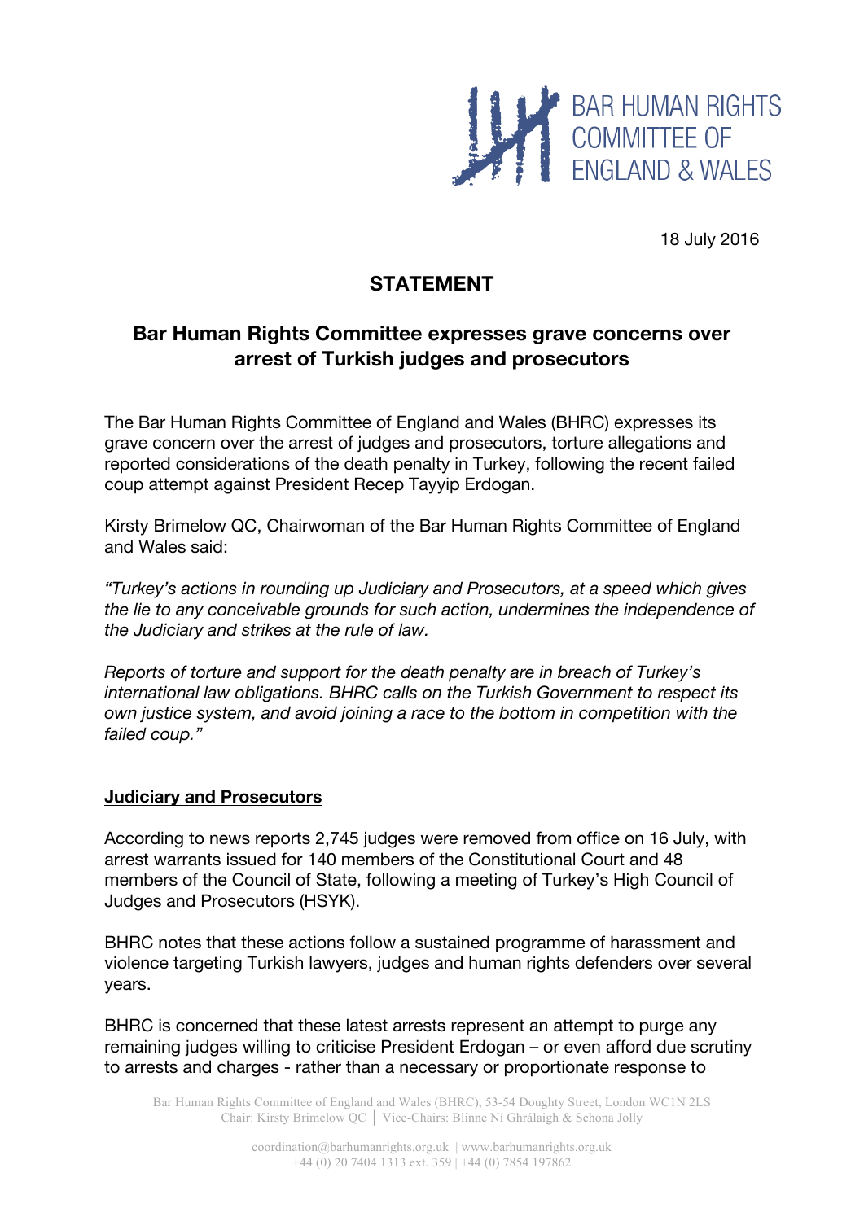BAR HUMAN RIGHTS COMMITTEE OF ENGLAND & WALES

18 July 2016

# STATEMENT

## Bar Human Rights Committee expresses grave concerns over arrest of Turkish judges and prosecutors

The Bar Human Rights Committee of England and Wales (BHRC) expresses its grave concern over the arrest of judges and prosecutors, torture allegations and reported considerations of the death penalty in Turkey, following the recent failed coup attempt against President Recep Tayyip Erdogan.

Kirsty Brimelow QC, Chairwoman of the Bar Human Rights Committee of England and Wales said:

*"Turkey's actions in rounding up Judiciary and Prosecutors, at a speed which gives the lie to any conceivable grounds for such action, undermines the independence of the Judiciary and strikes at the rule of law.*

*Reports of torture and support for the death penalty are in breach of Turkey's international law obligations. BHRC calls on the Turkish Government to respect its own justice system, and avoid joining a race to the bottom in competition with the failed coup."*

### Judiciary and Prosecutors

According to news reports 2,745 judges were removed from office on 16 July, with arrest warrants issued for 140 members of the Constitutional Court and 48 members of the Council of State, following a meeting of Turkey's High Council of Judges and Prosecutors (HSYK).

BHRC notes that these actions follow a sustained programme of harassment and violence targeting Turkish lawyers, judges and human rights defenders over several years.

BHRC is concerned that these latest arrests represent an attempt to purge any remaining judges willing to criticise President Erdogan – or even afford due scrutiny to arrests and charges - rather than a necessary or proportionate response to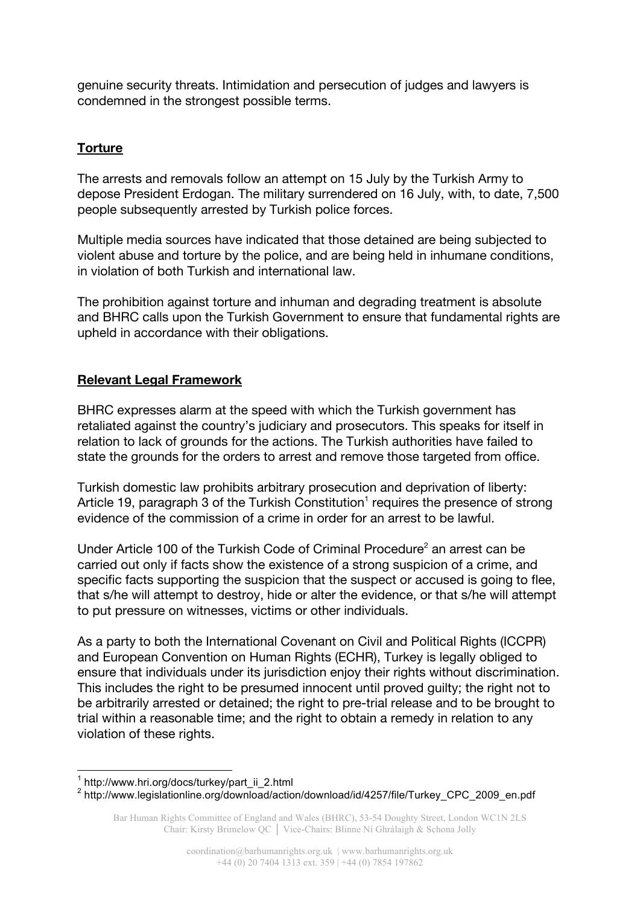genuine security threats. Intimidation and persecution of judges and lawyers is condemned in the strongest possible terms.

## **Torture**

The arrests and removals follow an attempt on 15 July by the Turkish Army to depose President Erdogan. The military surrendered on 16 July, with, to date, 7,500 people subsequently arrested by Turkish police forces.

Multiple media sources have indicated that those detained are being subjected to violent abuse and torture by the police, and are being held in inhumane conditions, in violation of both Turkish and international law.

The prohibition against torture and inhuman and degrading treatment is absolute and BHRC calls upon the Turkish Government to ensure that fundamental rights are upheld in accordance with their obligations.

## **Relevant Legal Framework**

BHRC expresses alarm at the speed with which the Turkish government has retaliated against the country's judiciary and prosecutors. This speaks for itself in relation to lack of grounds for the actions. The Turkish authorities have failed to state the grounds for the orders to arrest and remove those targeted from office.

Turkish domestic law prohibits arbitrary prosecution and deprivation of liberty: Article 19, paragraph 3 of the Turkish Constitution[1] requires the presence of strong evidence of the commission of a crime in order for an arrest to be lawful.

Under Article 100 of the Turkish Code of Criminal Procedure[2] an arrest can be carried out only if facts show the existence of a strong suspicion of a crime, and specific facts supporting the suspicion that the suspect or accused is going to flee, that s/he will attempt to destroy, hide or alter the evidence, or that s/he will attempt to put pressure on witnesses, victims or other individuals.

As a party to both the International Covenant on Civil and Political Rights (ICCPR) and European Convention on Human Rights (ECHR), Turkey is legally obliged to ensure that individuals under its jurisdiction enjoy their rights without discrimination. This includes the right to be presumed innocent until proved guilty; the right not to be arbitrarily arrested or detained; the right to pre-trial release and to be brought to trial within a reasonable time; and the right to obtain a remedy in relation to any violation of these rights.

---

[1] http://www.hri.org/docs/turkey/part_ii_2.html

[2] http://www.legislationline.org/download/action/download/id/4257/file/Turkey_CPC_2009_en.pdf

Bar Human Rights Committee of England and Wales (BHRC), 53-54 Doughty Street, London WC1N 2LS
Chair: Kirsty Brimelow QC │ Vice-Chairs: Blinne Ní Ghrálaigh & Schona Jolly

coordination@barhumanrights.org.uk | www.barhumanrights.org.uk
+44 (0) 20 7404 1313 ext. 359 | +44 (0) 7854 197862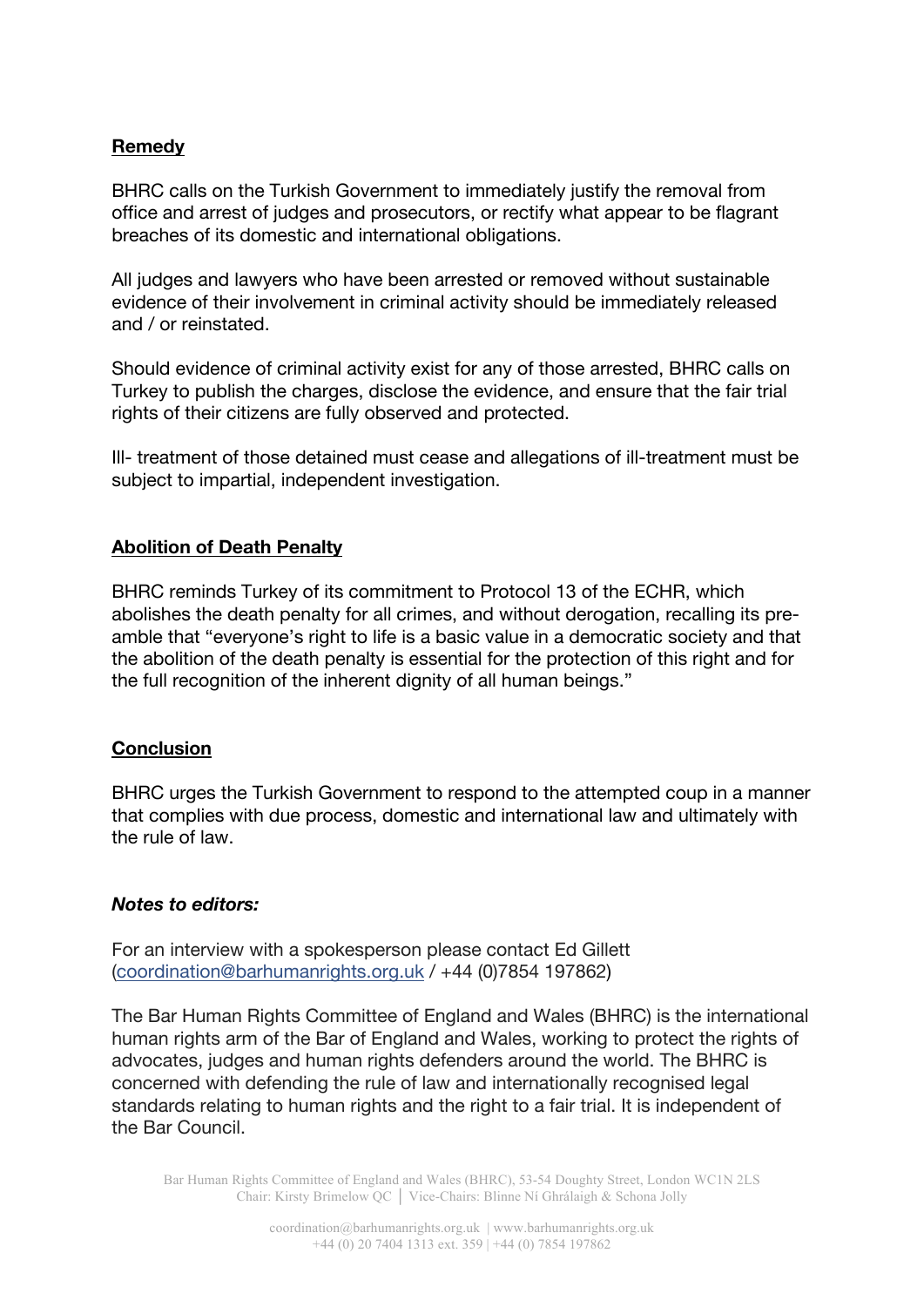## Remedy

BHRC calls on the Turkish Government to immediately justify the removal from office and arrest of judges and prosecutors, or rectify what appear to be flagrant breaches of its domestic and international obligations.

All judges and lawyers who have been arrested or removed without sustainable evidence of their involvement in criminal activity should be immediately released and / or reinstated.

Should evidence of criminal activity exist for any of those arrested, BHRC calls on Turkey to publish the charges, disclose the evidence, and ensure that the fair trial rights of their citizens are fully observed and protected.

Ill- treatment of those detained must cease and allegations of ill-treatment must be subject to impartial, independent investigation.

## Abolition of Death Penalty

BHRC reminds Turkey of its commitment to Protocol 13 of the ECHR, which abolishes the death penalty for all crimes, and without derogation, recalling its pre-amble that "everyone's right to life is a basic value in a democratic society and that the abolition of the death penalty is essential for the protection of this right and for the full recognition of the inherent dignity of all human beings."

## Conclusion

BHRC urges the Turkish Government to respond to the attempted coup in a manner that complies with due process, domestic and international law and ultimately with the rule of law.

### *Notes to editors:*

For an interview with a spokesperson please contact Ed Gillett (coordination@barhumanrights.org.uk / +44 (0)7854 197862)

The Bar Human Rights Committee of England and Wales (BHRC) is the international human rights arm of the Bar of England and Wales, working to protect the rights of advocates, judges and human rights defenders around the world. The BHRC is concerned with defending the rule of law and internationally recognised legal standards relating to human rights and the right to a fair trial. It is independent of the Bar Council.

Bar Human Rights Committee of England and Wales (BHRC), 53-54 Doughty Street, London WC1N 2LS
Chair: Kirsty Brimelow QC │ Vice-Chairs: Blinne Ní Ghrálaigh & Schona Jolly

coordination@barhumanrights.org.uk | www.barhumanrights.org.uk
+44 (0) 20 7404 1313 ext. 359 | +44 (0) 7854 197862